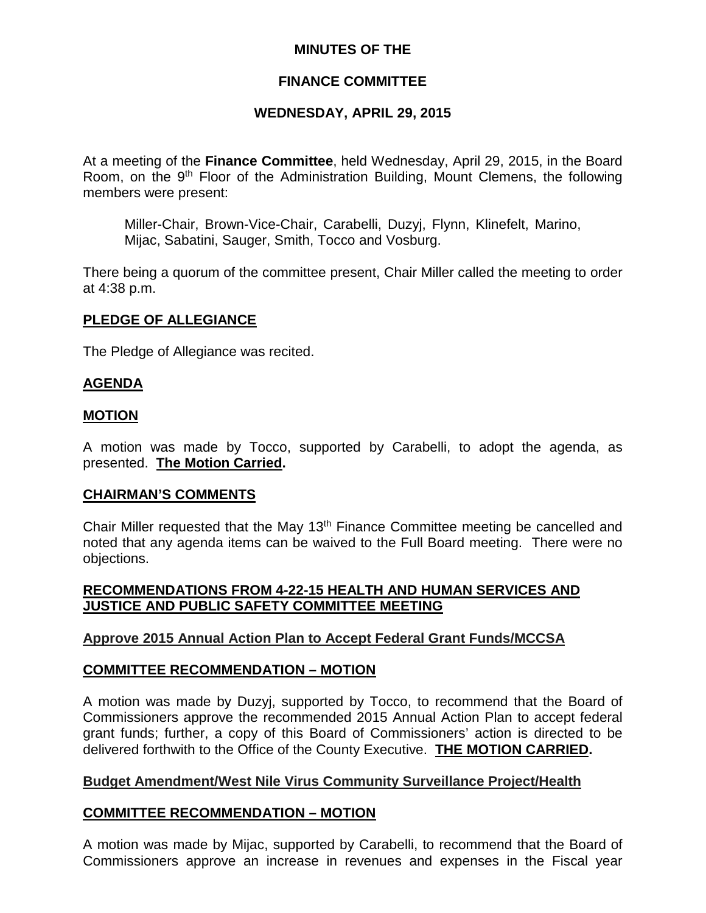# MINUTES OF THE

# FINANCE COMMITTEE

# WEDNESDAY, APRIL 29, 2015

At a meeting of the **Finance Committee**, held Wednesday, April 29, 2015, in the Board Room, on the 9th Floor of the Administration Building, Mount Clemens, the following members were present:

Miller-Chair, Brown-Vice-Chair, Carabelli, Duzyj, Flynn, Klinefelt, Marino, Mijac, Sabatini, Sauger, Smith, Tocco and Vosburg.

There being a quorum of the committee present, Chair Miller called the meeting to order at 4:38 p.m.

## PLEDGE OF ALLEGIANCE

The Pledge of Allegiance was recited.

## AGENDA

## MOTION

A motion was made by Tocco, supported by Carabelli, to adopt the agenda, as presented. **The Motion Carried.**

## CHAIRMAN'S COMMENTS

Chair Miller requested that the May 13th Finance Committee meeting be cancelled and noted that any agenda items can be waived to the Full Board meeting. There were no objections.

## RECOMMENDATIONS FROM 4-22-15 HEALTH AND HUMAN SERVICES AND JUSTICE AND PUBLIC SAFETY COMMITTEE MEETING

### Approve 2015 Annual Action Plan to Accept Federal Grant Funds/MCCSA

## COMMITTEE RECOMMENDATION – MOTION

A motion was made by Duzyj, supported by Tocco, to recommend that the Board of Commissioners approve the recommended 2015 Annual Action Plan to accept federal grant funds; further, a copy of this Board of Commissioners' action is directed to be delivered forthwith to the Office of the County Executive. **THE MOTION CARRIED.**

### Budget Amendment/West Nile Virus Community Surveillance Project/Health

## COMMITTEE RECOMMENDATION – MOTION

A motion was made by Mijac, supported by Carabelli, to recommend that the Board of Commissioners approve an increase in revenues and expenses in the Fiscal year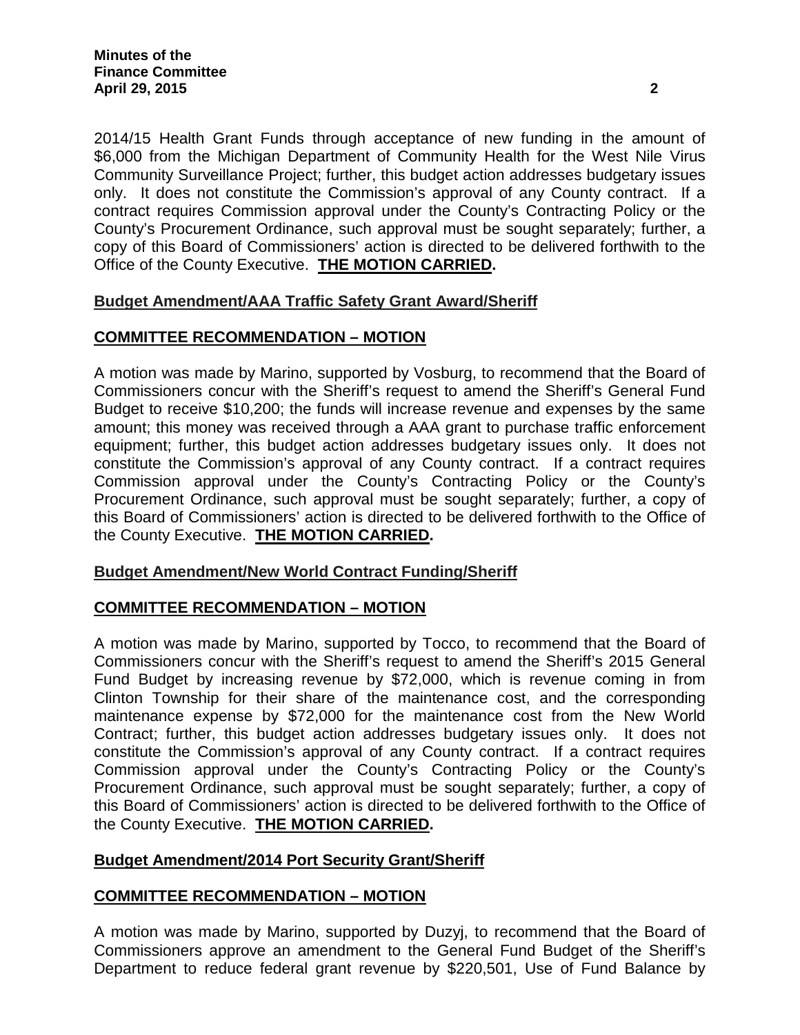2014/15 Health Grant Funds through acceptance of new funding in the amount of $6,000 from the Michigan Department of Community Health for the West Nile Virus Community Surveillance Project; further, this budget action addresses budgetary issues only. It does not constitute the Commission's approval of any County contract. If a contract requires Commission approval under the County's Contracting Policy or the County's Procurement Ordinance, such approval must be sought separately; further, a copy of this Board of Commissioners' action is directed to be delivered forthwith to the Office of the County Executive. **THE MOTION CARRIED.**

**Budget Amendment/AAA Traffic Safety Grant Award/Sheriff**

**COMMITTEE RECOMMENDATION – MOTION**

A motion was made by Marino, supported by Vosburg, to recommend that the Board of Commissioners concur with the Sheriff's request to amend the Sheriff's General Fund Budget to receive $10,200; the funds will increase revenue and expenses by the same amount; this money was received through a AAA grant to purchase traffic enforcement equipment; further, this budget action addresses budgetary issues only. It does not constitute the Commission's approval of any County contract. If a contract requires Commission approval under the County's Contracting Policy or the County's Procurement Ordinance, such approval must be sought separately; further, a copy of this Board of Commissioners' action is directed to be delivered forthwith to the Office of the County Executive. **THE MOTION CARRIED.**

**Budget Amendment/New World Contract Funding/Sheriff**

**COMMITTEE RECOMMENDATION – MOTION**

A motion was made by Marino, supported by Tocco, to recommend that the Board of Commissioners concur with the Sheriff's request to amend the Sheriff's 2015 General Fund Budget by increasing revenue by $72,000, which is revenue coming in from Clinton Township for their share of the maintenance cost, and the corresponding maintenance expense by $72,000 for the maintenance cost from the New World Contract; further, this budget action addresses budgetary issues only. It does not constitute the Commission's approval of any County contract. If a contract requires Commission approval under the County's Contracting Policy or the County's Procurement Ordinance, such approval must be sought separately; further, a copy of this Board of Commissioners' action is directed to be delivered forthwith to the Office of the County Executive. **THE MOTION CARRIED.**

**Budget Amendment/2014 Port Security Grant/Sheriff**

**COMMITTEE RECOMMENDATION – MOTION**

A motion was made by Marino, supported by Duzyj, to recommend that the Board of Commissioners approve an amendment to the General Fund Budget of the Sheriff's Department to reduce federal grant revenue by $220,501, Use of Fund Balance by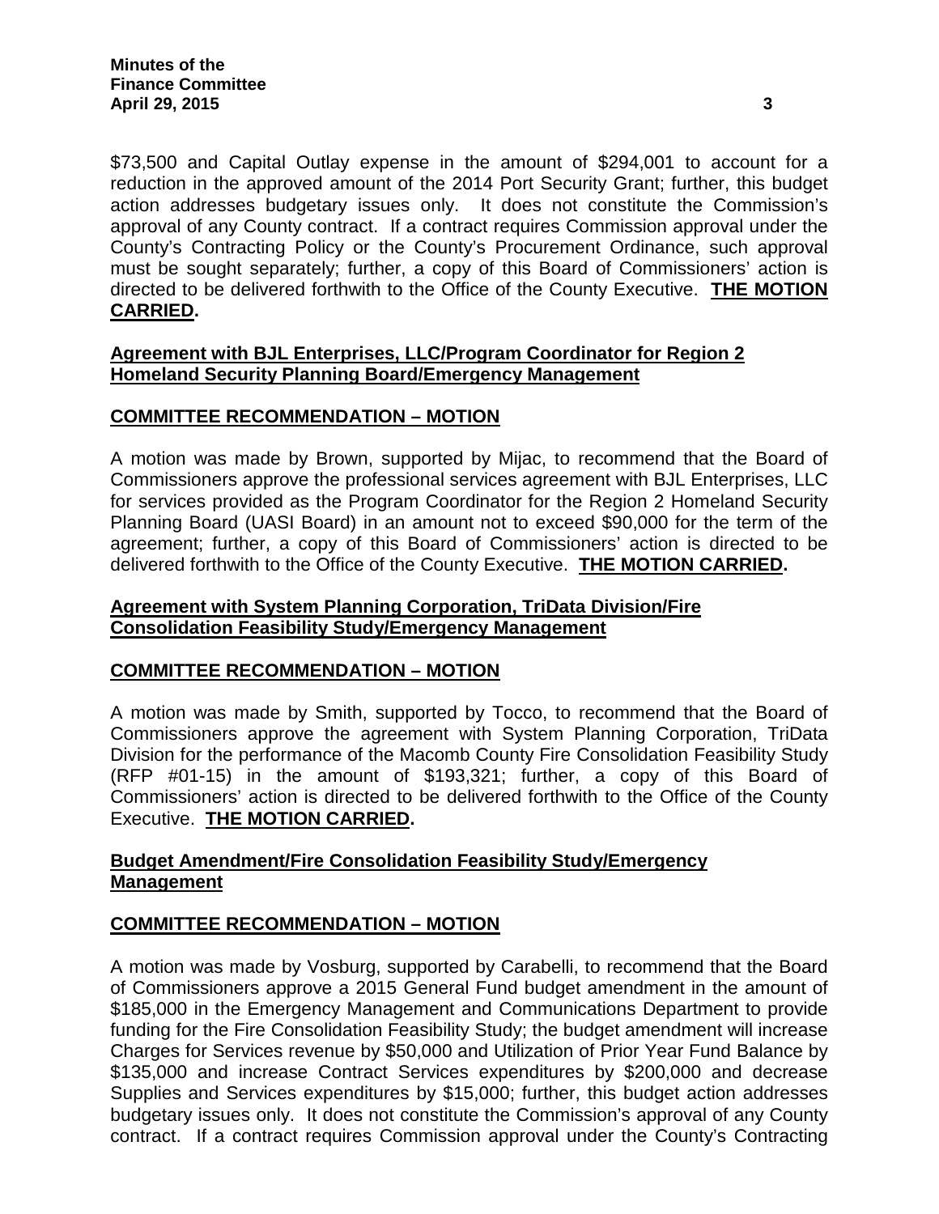$73,500 and Capital Outlay expense in the amount of $294,001 to account for a reduction in the approved amount of the 2014 Port Security Grant; further, this budget action addresses budgetary issues only. It does not constitute the Commission's approval of any County contract. If a contract requires Commission approval under the County's Contracting Policy or the County's Procurement Ordinance, such approval must be sought separately; further, a copy of this Board of Commissioners' action is directed to be delivered forthwith to the Office of the County Executive. **THE MOTION CARRIED.**

**Agreement with BJL Enterprises, LLC/Program Coordinator for Region 2 Homeland Security Planning Board/Emergency Management**

**COMMITTEE RECOMMENDATION – MOTION**

A motion was made by Brown, supported by Mijac, to recommend that the Board of Commissioners approve the professional services agreement with BJL Enterprises, LLC for services provided as the Program Coordinator for the Region 2 Homeland Security Planning Board (UASI Board) in an amount not to exceed $90,000 for the term of the agreement; further, a copy of this Board of Commissioners' action is directed to be delivered forthwith to the Office of the County Executive. **THE MOTION CARRIED.**

**Agreement with System Planning Corporation, TriData Division/Fire Consolidation Feasibility Study/Emergency Management**

**COMMITTEE RECOMMENDATION – MOTION**

A motion was made by Smith, supported by Tocco, to recommend that the Board of Commissioners approve the agreement with System Planning Corporation, TriData Division for the performance of the Macomb County Fire Consolidation Feasibility Study (RFP #01-15) in the amount of $193,321; further, a copy of this Board of Commissioners' action is directed to be delivered forthwith to the Office of the County Executive. **THE MOTION CARRIED.**

**Budget Amendment/Fire Consolidation Feasibility Study/Emergency Management**

**COMMITTEE RECOMMENDATION – MOTION**

A motion was made by Vosburg, supported by Carabelli, to recommend that the Board of Commissioners approve a 2015 General Fund budget amendment in the amount of $185,000 in the Emergency Management and Communications Department to provide funding for the Fire Consolidation Feasibility Study; the budget amendment will increase Charges for Services revenue by $50,000 and Utilization of Prior Year Fund Balance by $135,000 and increase Contract Services expenditures by $200,000 and decrease Supplies and Services expenditures by $15,000; further, this budget action addresses budgetary issues only. It does not constitute the Commission's approval of any County contract. If a contract requires Commission approval under the County's Contracting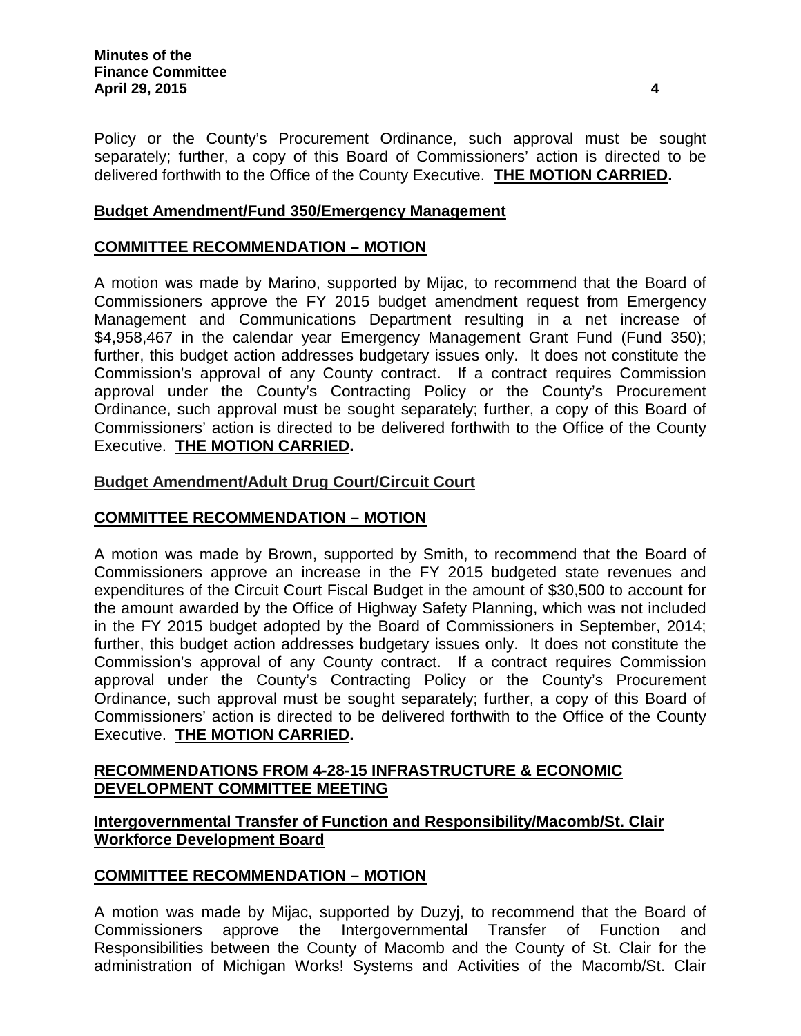Policy or the County's Procurement Ordinance, such approval must be sought separately; further, a copy of this Board of Commissioners' action is directed to be delivered forthwith to the Office of the County Executive. **THE MOTION CARRIED.**

**Budget Amendment/Fund 350/Emergency Management**

**COMMITTEE RECOMMENDATION – MOTION**

A motion was made by Marino, supported by Mijac, to recommend that the Board of Commissioners approve the FY 2015 budget amendment request from Emergency Management and Communications Department resulting in a net increase of $4,958,467 in the calendar year Emergency Management Grant Fund (Fund 350); further, this budget action addresses budgetary issues only. It does not constitute the Commission's approval of any County contract. If a contract requires Commission approval under the County's Contracting Policy or the County's Procurement Ordinance, such approval must be sought separately; further, a copy of this Board of Commissioners' action is directed to be delivered forthwith to the Office of the County Executive. **THE MOTION CARRIED.**

**Budget Amendment/Adult Drug Court/Circuit Court**

**COMMITTEE RECOMMENDATION – MOTION**

A motion was made by Brown, supported by Smith, to recommend that the Board of Commissioners approve an increase in the FY 2015 budgeted state revenues and expenditures of the Circuit Court Fiscal Budget in the amount of $30,500 to account for the amount awarded by the Office of Highway Safety Planning, which was not included in the FY 2015 budget adopted by the Board of Commissioners in September, 2014; further, this budget action addresses budgetary issues only. It does not constitute the Commission's approval of any County contract. If a contract requires Commission approval under the County's Contracting Policy or the County's Procurement Ordinance, such approval must be sought separately; further, a copy of this Board of Commissioners' action is directed to be delivered forthwith to the Office of the County Executive. **THE MOTION CARRIED.**

**RECOMMENDATIONS FROM 4-28-15 INFRASTRUCTURE & ECONOMIC DEVELOPMENT COMMITTEE MEETING**

**Intergovernmental Transfer of Function and Responsibility/Macomb/St. Clair Workforce Development Board**

**COMMITTEE RECOMMENDATION – MOTION**

A motion was made by Mijac, supported by Duzyj, to recommend that the Board of Commissioners approve the Intergovernmental Transfer of Function and Responsibilities between the County of Macomb and the County of St. Clair for the administration of Michigan Works! Systems and Activities of the Macomb/St. Clair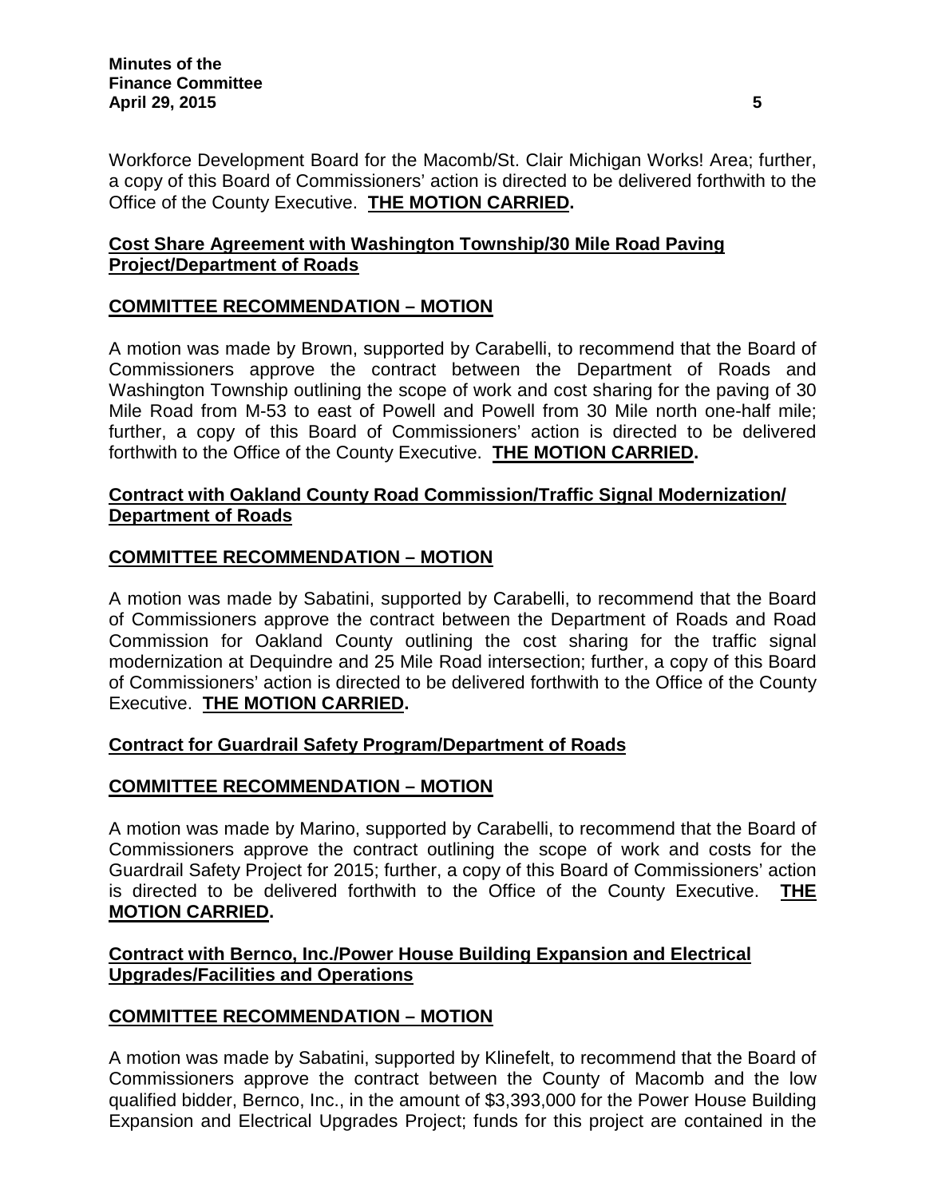Workforce Development Board for the Macomb/St. Clair Michigan Works! Area; further, a copy of this Board of Commissioners' action is directed to be delivered forthwith to the Office of the County Executive. **THE MOTION CARRIED.**

**Cost Share Agreement with Washington Township/30 Mile Road Paving Project/Department of Roads**

**COMMITTEE RECOMMENDATION – MOTION**

A motion was made by Brown, supported by Carabelli, to recommend that the Board of Commissioners approve the contract between the Department of Roads and Washington Township outlining the scope of work and cost sharing for the paving of 30 Mile Road from M-53 to east of Powell and Powell from 30 Mile north one-half mile; further, a copy of this Board of Commissioners' action is directed to be delivered forthwith to the Office of the County Executive. **THE MOTION CARRIED.**

**Contract with Oakland County Road Commission/Traffic Signal Modernization/ Department of Roads**

**COMMITTEE RECOMMENDATION – MOTION**

A motion was made by Sabatini, supported by Carabelli, to recommend that the Board of Commissioners approve the contract between the Department of Roads and Road Commission for Oakland County outlining the cost sharing for the traffic signal modernization at Dequindre and 25 Mile Road intersection; further, a copy of this Board of Commissioners' action is directed to be delivered forthwith to the Office of the County Executive. **THE MOTION CARRIED.**

**Contract for Guardrail Safety Program/Department of Roads**

**COMMITTEE RECOMMENDATION – MOTION**

A motion was made by Marino, supported by Carabelli, to recommend that the Board of Commissioners approve the contract outlining the scope of work and costs for the Guardrail Safety Project for 2015; further, a copy of this Board of Commissioners' action is directed to be delivered forthwith to the Office of the County Executive. **THE MOTION CARRIED.**

**Contract with Bernco, Inc./Power House Building Expansion and Electrical Upgrades/Facilities and Operations**

**COMMITTEE RECOMMENDATION – MOTION**

A motion was made by Sabatini, supported by Klinefelt, to recommend that the Board of Commissioners approve the contract between the County of Macomb and the low qualified bidder, Bernco, Inc., in the amount of $3,393,000 for the Power House Building Expansion and Electrical Upgrades Project; funds for this project are contained in the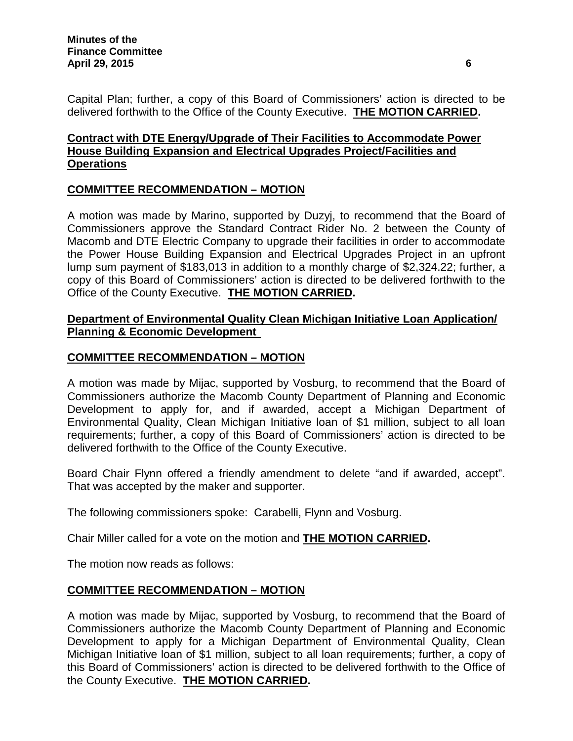Capital Plan; further, a copy of this Board of Commissioners' action is directed to be delivered forthwith to the Office of the County Executive. **THE MOTION CARRIED.**

**Contract with DTE Energy/Upgrade of Their Facilities to Accommodate Power House Building Expansion and Electrical Upgrades Project/Facilities and Operations**

**COMMITTEE RECOMMENDATION – MOTION**

A motion was made by Marino, supported by Duzyj, to recommend that the Board of Commissioners approve the Standard Contract Rider No. 2 between the County of Macomb and DTE Electric Company to upgrade their facilities in order to accommodate the Power House Building Expansion and Electrical Upgrades Project in an upfront lump sum payment of $183,013 in addition to a monthly charge of $2,324.22; further, a copy of this Board of Commissioners' action is directed to be delivered forthwith to the Office of the County Executive. **THE MOTION CARRIED.**

**Department of Environmental Quality Clean Michigan Initiative Loan Application/ Planning & Economic Development**

**COMMITTEE RECOMMENDATION – MOTION**

A motion was made by Mijac, supported by Vosburg, to recommend that the Board of Commissioners authorize the Macomb County Department of Planning and Economic Development to apply for, and if awarded, accept a Michigan Department of Environmental Quality, Clean Michigan Initiative loan of $1 million, subject to all loan requirements; further, a copy of this Board of Commissioners' action is directed to be delivered forthwith to the Office of the County Executive.

Board Chair Flynn offered a friendly amendment to delete "and if awarded, accept". That was accepted by the maker and supporter.

The following commissioners spoke: Carabelli, Flynn and Vosburg.

Chair Miller called for a vote on the motion and **THE MOTION CARRIED.**

The motion now reads as follows:

**COMMITTEE RECOMMENDATION – MOTION**

A motion was made by Mijac, supported by Vosburg, to recommend that the Board of Commissioners authorize the Macomb County Department of Planning and Economic Development to apply for a Michigan Department of Environmental Quality, Clean Michigan Initiative loan of $1 million, subject to all loan requirements; further, a copy of this Board of Commissioners' action is directed to be delivered forthwith to the Office of the County Executive. **THE MOTION CARRIED.**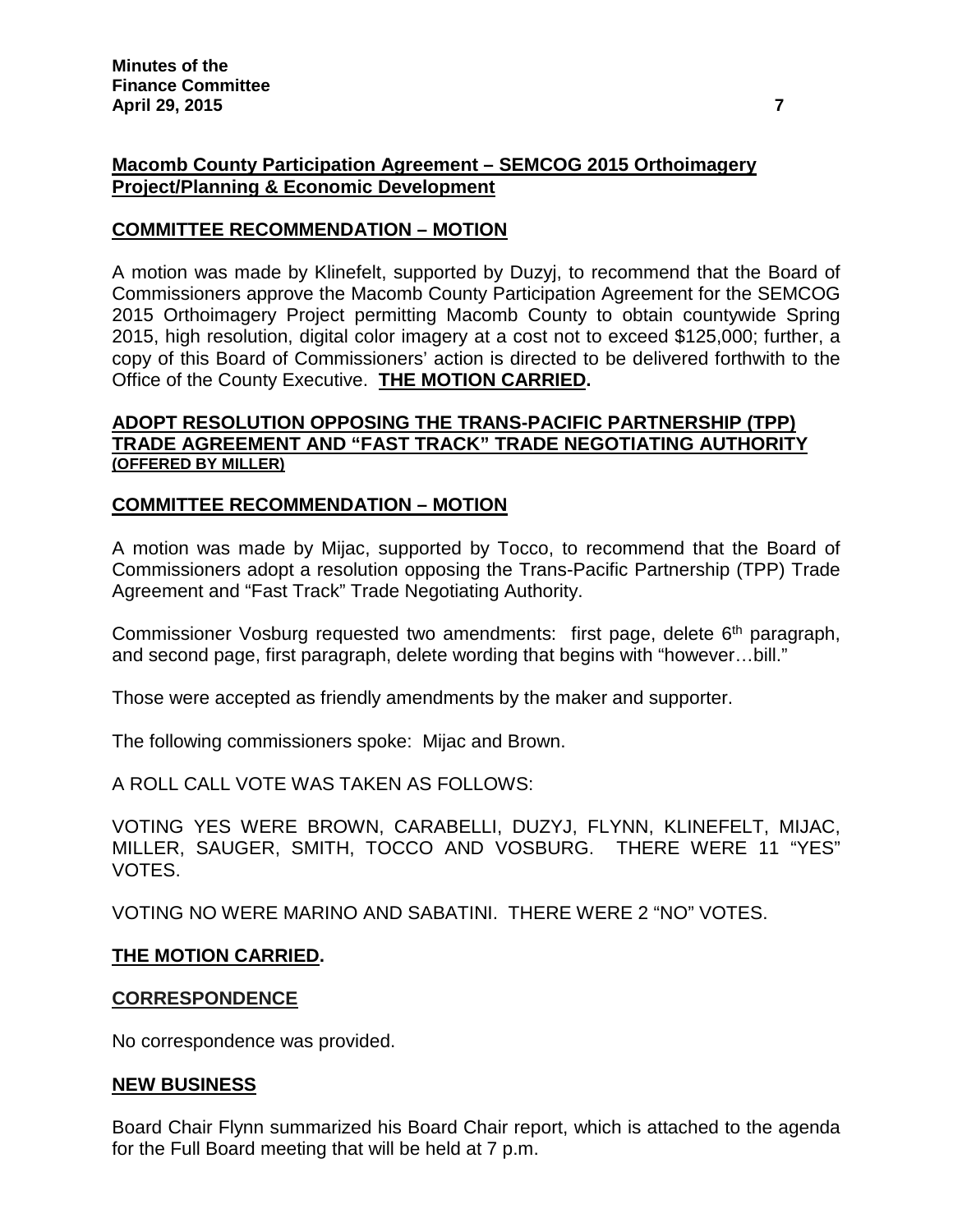**Macomb County Participation Agreement – SEMCOG 2015 Orthoimagery Project/Planning & Economic Development**

**COMMITTEE RECOMMENDATION – MOTION**

A motion was made by Klinefelt, supported by Duzyj, to recommend that the Board of Commissioners approve the Macomb County Participation Agreement for the SEMCOG 2015 Orthoimagery Project permitting Macomb County to obtain countywide Spring 2015, high resolution, digital color imagery at a cost not to exceed $125,000; further, a copy of this Board of Commissioners' action is directed to be delivered forthwith to the Office of the County Executive. **THE MOTION CARRIED.**

**ADOPT RESOLUTION OPPOSING THE TRANS-PACIFIC PARTNERSHIP (TPP) TRADE AGREEMENT AND "FAST TRACK" TRADE NEGOTIATING AUTHORITY (OFFERED BY MILLER)**

**COMMITTEE RECOMMENDATION – MOTION**

A motion was made by Mijac, supported by Tocco, to recommend that the Board of Commissioners adopt a resolution opposing the Trans-Pacific Partnership (TPP) Trade Agreement and "Fast Track" Trade Negotiating Authority.

Commissioner Vosburg requested two amendments: first page, delete 6th paragraph, and second page, first paragraph, delete wording that begins with "however…bill."

Those were accepted as friendly amendments by the maker and supporter.

The following commissioners spoke: Mijac and Brown.

A ROLL CALL VOTE WAS TAKEN AS FOLLOWS:

VOTING YES WERE BROWN, CARABELLI, DUZYJ, FLYNN, KLINEFELT, MIJAC, MILLER, SAUGER, SMITH, TOCCO AND VOSBURG. THERE WERE 11 "YES" VOTES.

VOTING NO WERE MARINO AND SABATINI. THERE WERE 2 "NO" VOTES.

**THE MOTION CARRIED.**

**CORRESPONDENCE**

No correspondence was provided.

**NEW BUSINESS**

Board Chair Flynn summarized his Board Chair report, which is attached to the agenda for the Full Board meeting that will be held at 7 p.m.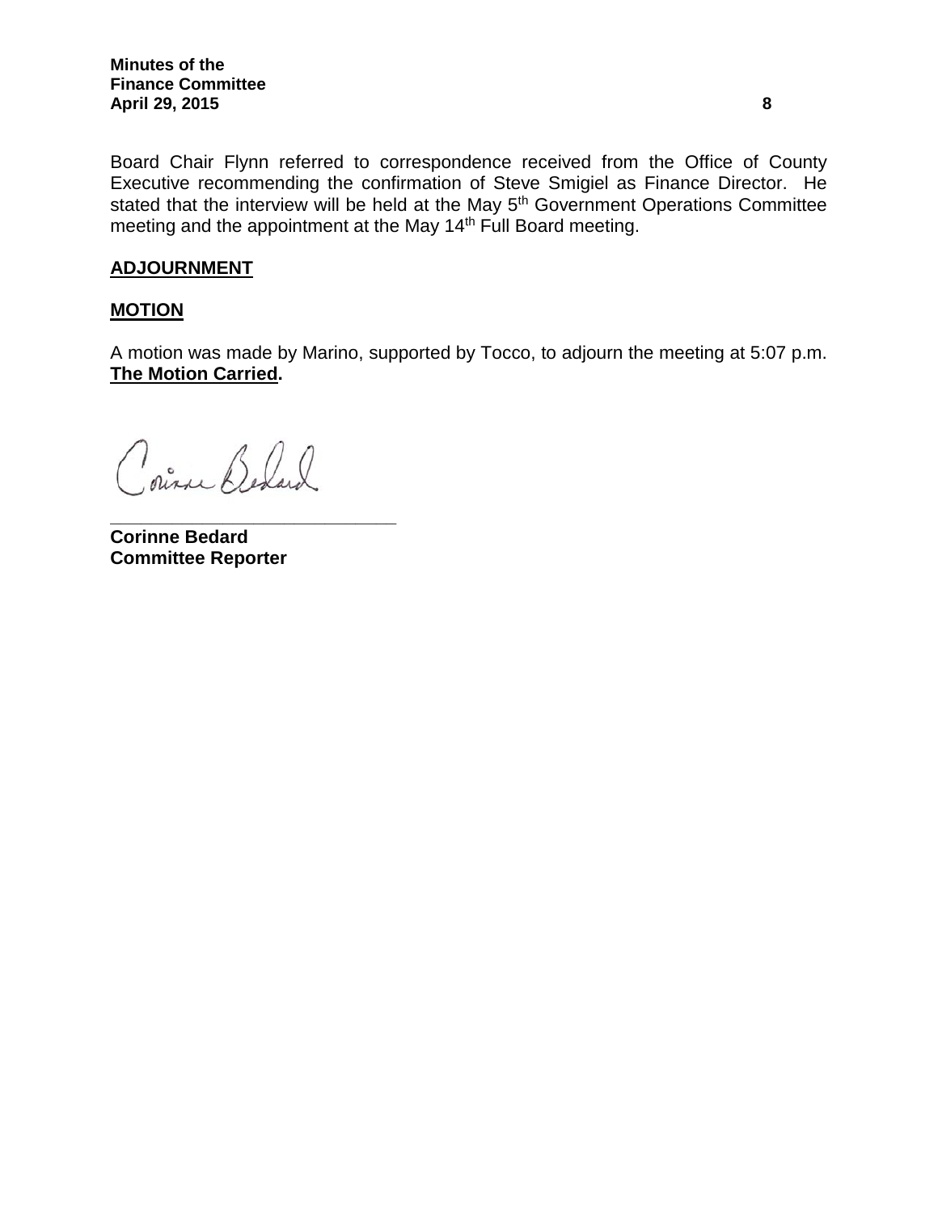Board Chair Flynn referred to correspondence received from the Office of County Executive recommending the confirmation of Steve Smigiel as Finance Director. He stated that the interview will be held at the May 5th Government Operations Committee meeting and the appointment at the May 14th Full Board meeting.

**ADJOURNMENT**

**MOTION**

A motion was made by Marino, supported by Tocco, to adjourn the meeting at 5:07 p.m. **The Motion Carried.**

\_\_\_\_\_\_\_\_\_\_\_\_\_\_\_\_\_\_\_\_\_\_\_\_\_\_\_\_\_\_

**Corinne Bedard**
**Committee Reporter**